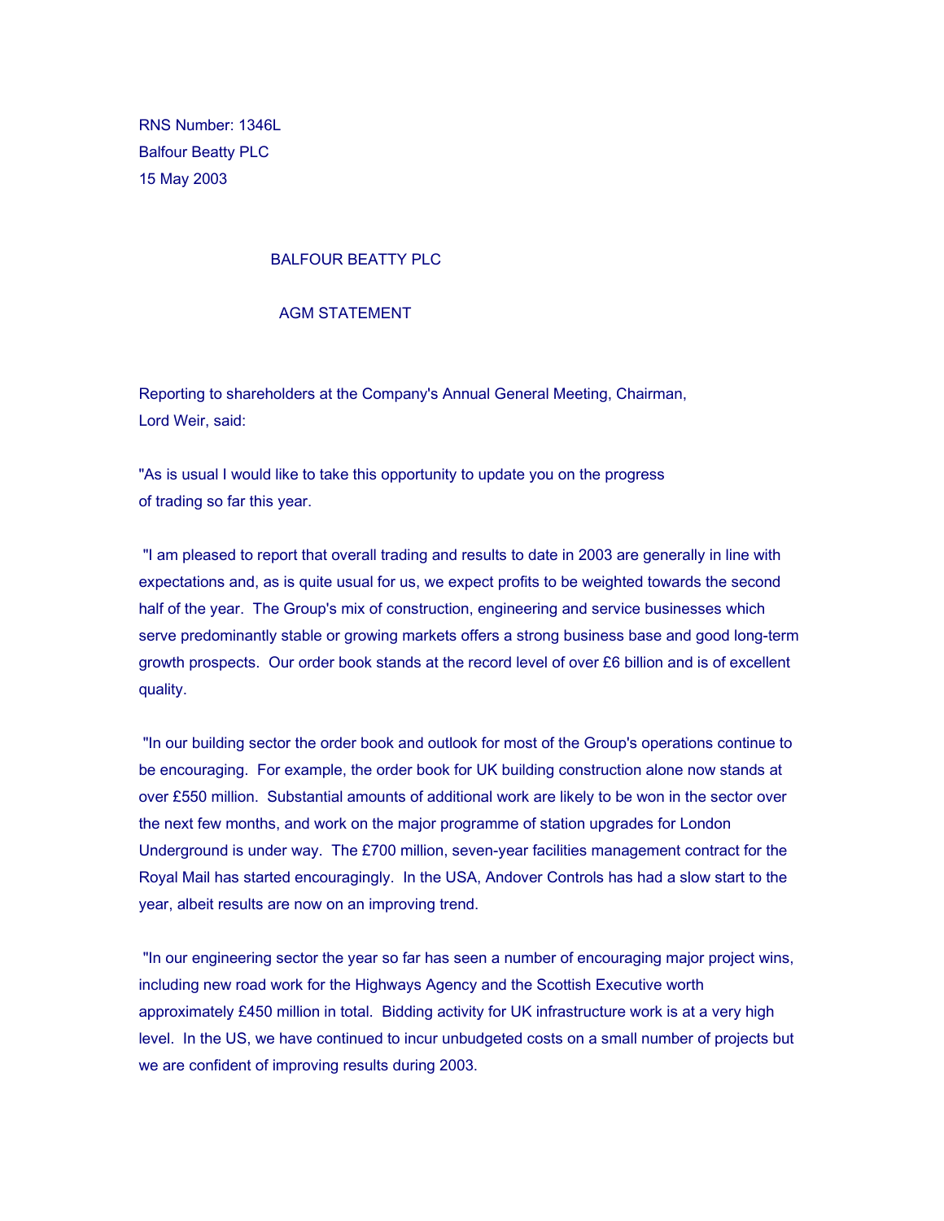RNS Number: 1346L
Balfour Beatty PLC
15 May 2003

# BALFOUR BEATTY PLC

## AGM STATEMENT

Reporting to shareholders at the Company's Annual General Meeting, Chairman, Lord Weir, said:

"As is usual I would like to take this opportunity to update you on the progress of trading so far this year.

"I am pleased to report that overall trading and results to date in 2003 are generally in line with expectations and, as is quite usual for us, we expect profits to be weighted towards the second half of the year. The Group's mix of construction, engineering and service businesses which serve predominantly stable or growing markets offers a strong business base and good long-term growth prospects. Our order book stands at the record level of over £6 billion and is of excellent quality.

"In our building sector the order book and outlook for most of the Group's operations continue to be encouraging. For example, the order book for UK building construction alone now stands at over £550 million. Substantial amounts of additional work are likely to be won in the sector over the next few months, and work on the major programme of station upgrades for London Underground is under way. The £700 million, seven-year facilities management contract for the Royal Mail has started encouragingly. In the USA, Andover Controls has had a slow start to the year, albeit results are now on an improving trend.

"In our engineering sector the year so far has seen a number of encouraging major project wins, including new road work for the Highways Agency and the Scottish Executive worth approximately £450 million in total. Bidding activity for UK infrastructure work is at a very high level. In the US, we have continued to incur unbudgeted costs on a small number of projects but we are confident of improving results during 2003.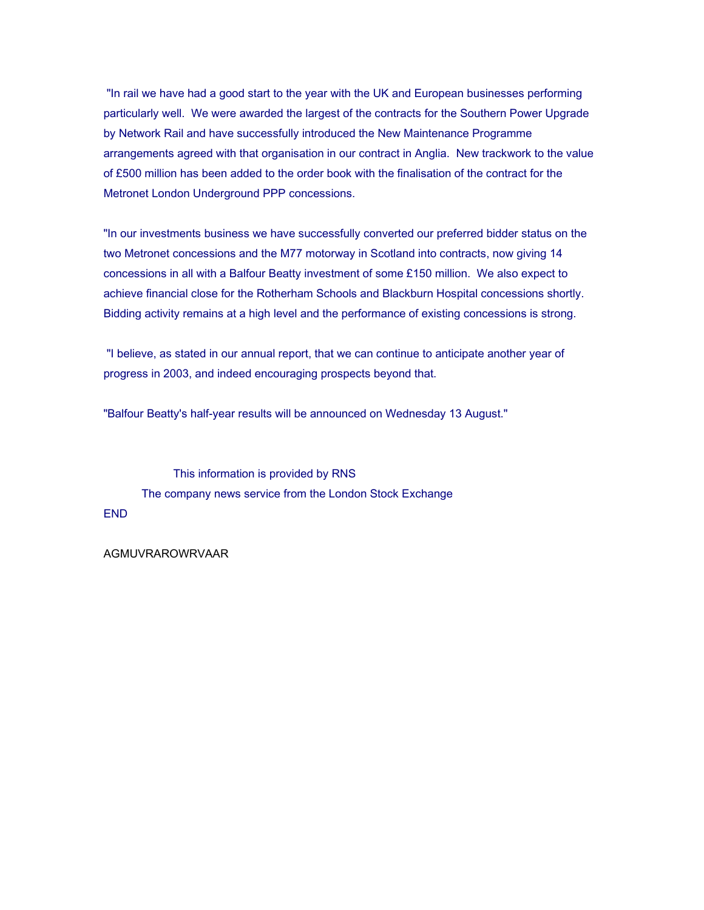"In rail we have had a good start to the year with the UK and European businesses performing particularly well. We were awarded the largest of the contracts for the Southern Power Upgrade by Network Rail and have successfully introduced the New Maintenance Programme arrangements agreed with that organisation in our contract in Anglia. New trackwork to the value of £500 million has been added to the order book with the finalisation of the contract for the Metronet London Underground PPP concessions.

"In our investments business we have successfully converted our preferred bidder status on the two Metronet concessions and the M77 motorway in Scotland into contracts, now giving 14 concessions in all with a Balfour Beatty investment of some £150 million. We also expect to achieve financial close for the Rotherham Schools and Blackburn Hospital concessions shortly. Bidding activity remains at a high level and the performance of existing concessions is strong.

"I believe, as stated in our annual report, that we can continue to anticipate another year of progress in 2003, and indeed encouraging prospects beyond that.

"Balfour Beatty's half-year results will be announced on Wednesday 13 August."

This information is provided by RNS
The company news service from the London Stock Exchange

END

AGMUVRAROWRVAAR